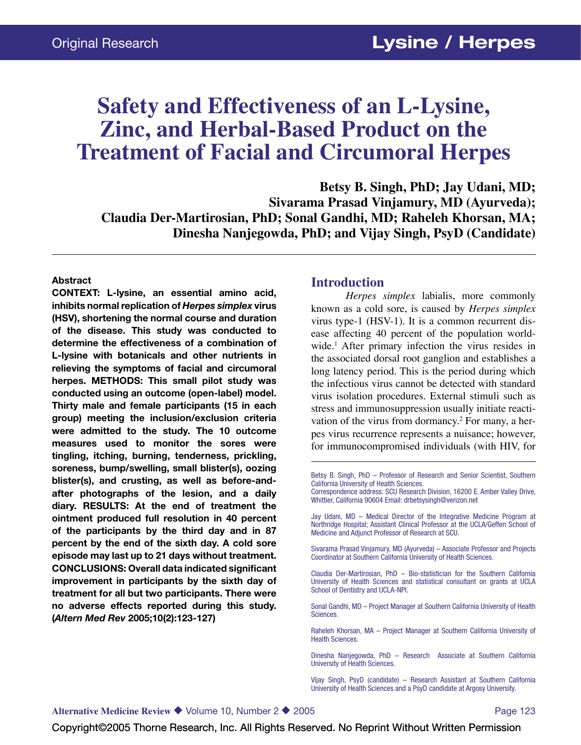Original Research

# Safety and Effectiveness of an L-Lysine, Zinc, and Herbal-Based Product on the Treatment of Facial and Circumoral Herpes

**Betsy B. Singh, PhD; Jay Udani, MD; Sivarama Prasad Vinjamury, MD (Ayurveda); Claudia Der-Martirosian, PhD; Sonal Gandhi, MD; Raheleh Khorsan, MA; Dinesha Nanjegowda, PhD; and Vijay Singh, PsyD (Candidate)**

### Abstract

**CONTEXT: L-lysine, an essential amino acid, inhibits normal replication of *Herpes simplex* virus (HSV), shortening the normal course and duration of the disease. This study was conducted to determine the effectiveness of a combination of L-lysine with botanicals and other nutrients in relieving the symptoms of facial and circumoral herpes. METHODS: This small pilot study was conducted using an outcome (open-label) model. Thirty male and female participants (15 in each group) meeting the inclusion/exclusion criteria were admitted to the study. The 10 outcome measures used to monitor the sores were tingling, itching, burning, tenderness, prickling, soreness, bump/swelling, small blister(s), oozing blister(s), and crusting, as well as before-and-after photographs of the lesion, and a daily diary. RESULTS: At the end of treatment the ointment produced full resolution in 40 percent of the participants by the third day and in 87 percent by the end of the sixth day. A cold sore episode may last up to 21 days without treatment. CONCLUSIONS: Overall data indicated significant improvement in participants by the sixth day of treatment for all but two participants. There were no adverse effects reported during this study. (*Altern Med Rev* 2005;10(2):123-127)**

## Introduction

*Herpes simplex* labialis, more commonly known as a cold sore, is caused by *Herpes simplex* virus type-1 (HSV-1). It is a common recurrent disease affecting 40 percent of the population worldwide.[1] After primary infection the virus resides in the associated dorsal root ganglion and establishes a long latency period. This is the period during which the infectious virus cannot be detected with standard virus isolation procedures. External stimuli such as stress and immunosuppression usually initiate reactivation of the virus from dormancy.[2] For many, a herpes virus recurrence represents a nuisance; however, for immunocompromised individuals (with HIV, for

---

Betsy B. Singh, PhD – Professor of Research and Senior Scientist, Southern California University of Health Sciences.
Correspondence address: SCU Research Division, 16200 E. Amber Valley Drive, Whittier, California 90604 Email: drbetsysingh@verizon.net

Jay Udani, MD – Medical Director of the Integrative Medicine Program at Northridge Hospital; Assistant Clinical Professor at the UCLA/Geffen School of Medicine and Adjunct Professor of Research at SCU.

Sivarama Prasad Vinjamury, MD (Ayurveda) – Associate Professor and Projects Coordinator at Southern California University of Health Sciences.

Claudia Der-Martirosian, PhD – Bio-statistician for the Southern California University of Health Sciences and statistical consultant on grants at UCLA School of Dentistry and UCLA-NPI.

Sonal Gandhi, MD – Project Manager at Southern California University of Health Sciences.

Raheleh Khorsan, MA – Project Manager at Southern California University of Health Sciences.

Dinesha Nanjegowda, PhD – Research Associate at Southern California University of Health Sciences.

Vijay Singh, PsyD (candidate) – Research Assistant at Southern California University of Health Sciences and a PsyD candidate at Argosy University.

Copyright©2005 Thorne Research, Inc. All Rights Reserved. No Reprint Without Written Permission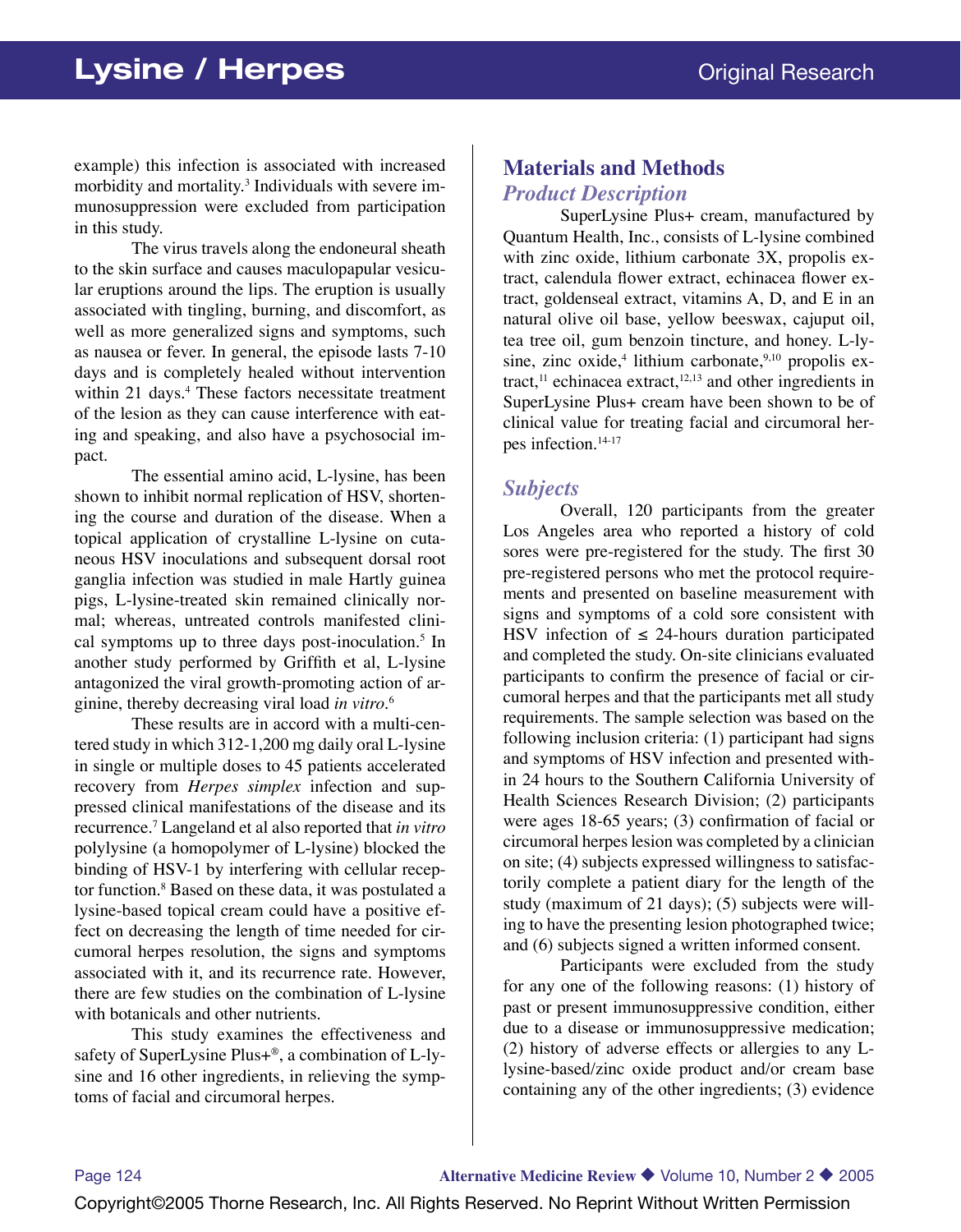example) this infection is associated with increased morbidity and mortality.[3] Individuals with severe immunosuppression were excluded from participation in this study.

The virus travels along the endoneural sheath to the skin surface and causes maculopapular vesicular eruptions around the lips. The eruption is usually associated with tingling, burning, and discomfort, as well as more generalized signs and symptoms, such as nausea or fever. In general, the episode lasts 7-10 days and is completely healed without intervention within 21 days.[4] These factors necessitate treatment of the lesion as they can cause interference with eating and speaking, and also have a psychosocial impact.

The essential amino acid, L-lysine, has been shown to inhibit normal replication of HSV, shortening the course and duration of the disease. When a topical application of crystalline L-lysine on cutaneous HSV inoculations and subsequent dorsal root ganglia infection was studied in male Hartly guinea pigs, L-lysine-treated skin remained clinically normal; whereas, untreated controls manifested clinical symptoms up to three days post-inoculation.[5] In another study performed by Griffith et al, L-lysine antagonized the viral growth-promoting action of arginine, thereby decreasing viral load *in vitro*.[6]

These results are in accord with a multi-centered study in which 312-1,200 mg daily oral L-lysine in single or multiple doses to 45 patients accelerated recovery from *Herpes simplex* infection and suppressed clinical manifestations of the disease and its recurrence.[7] Langeland et al also reported that *in vitro* polylysine (a homopolymer of L-lysine) blocked the binding of HSV-1 by interfering with cellular receptor function.[8] Based on these data, it was postulated a lysine-based topical cream could have a positive effect on decreasing the length of time needed for circumoral herpes resolution, the signs and symptoms associated with it, and its recurrence rate. However, there are few studies on the combination of L-lysine with botanicals and other nutrients.

This study examines the effectiveness and safety of SuperLysine Plus+®, a combination of L-lysine and 16 other ingredients, in relieving the symptoms of facial and circumoral herpes.

## Materials and Methods

### *Product Description*

SuperLysine Plus+ cream, manufactured by Quantum Health, Inc., consists of L-lysine combined with zinc oxide, lithium carbonate 3X, propolis extract, calendula flower extract, echinacea flower extract, goldenseal extract, vitamins A, D, and E in an natural olive oil base, yellow beeswax, cajuput oil, tea tree oil, gum benzoin tincture, and honey. L-lysine, zinc oxide,[4] lithium carbonate,[9,10] propolis extract,[11] echinacea extract,[12,13] and other ingredients in SuperLysine Plus+ cream have been shown to be of clinical value for treating facial and circumoral herpes infection.[14-17]

### *Subjects*

Overall, 120 participants from the greater Los Angeles area who reported a history of cold sores were pre-registered for the study. The first 30 pre-registered persons who met the protocol requirements and presented on baseline measurement with signs and symptoms of a cold sore consistent with HSV infection of ≤ 24-hours duration participated and completed the study. On-site clinicians evaluated participants to confirm the presence of facial or circumoral herpes and that the participants met all study requirements. The sample selection was based on the following inclusion criteria: (1) participant had signs and symptoms of HSV infection and presented within 24 hours to the Southern California University of Health Sciences Research Division; (2) participants were ages 18-65 years; (3) confirmation of facial or circumoral herpes lesion was completed by a clinician on site; (4) subjects expressed willingness to satisfactorily complete a patient diary for the length of the study (maximum of 21 days); (5) subjects were willing to have the presenting lesion photographed twice; and (6) subjects signed a written informed consent.

Participants were excluded from the study for any one of the following reasons: (1) history of past or present immunosuppressive condition, either due to a disease or immunosuppressive medication; (2) history of adverse effects or allergies to any L-lysine-based/zinc oxide product and/or cream base containing any of the other ingredients; (3) evidence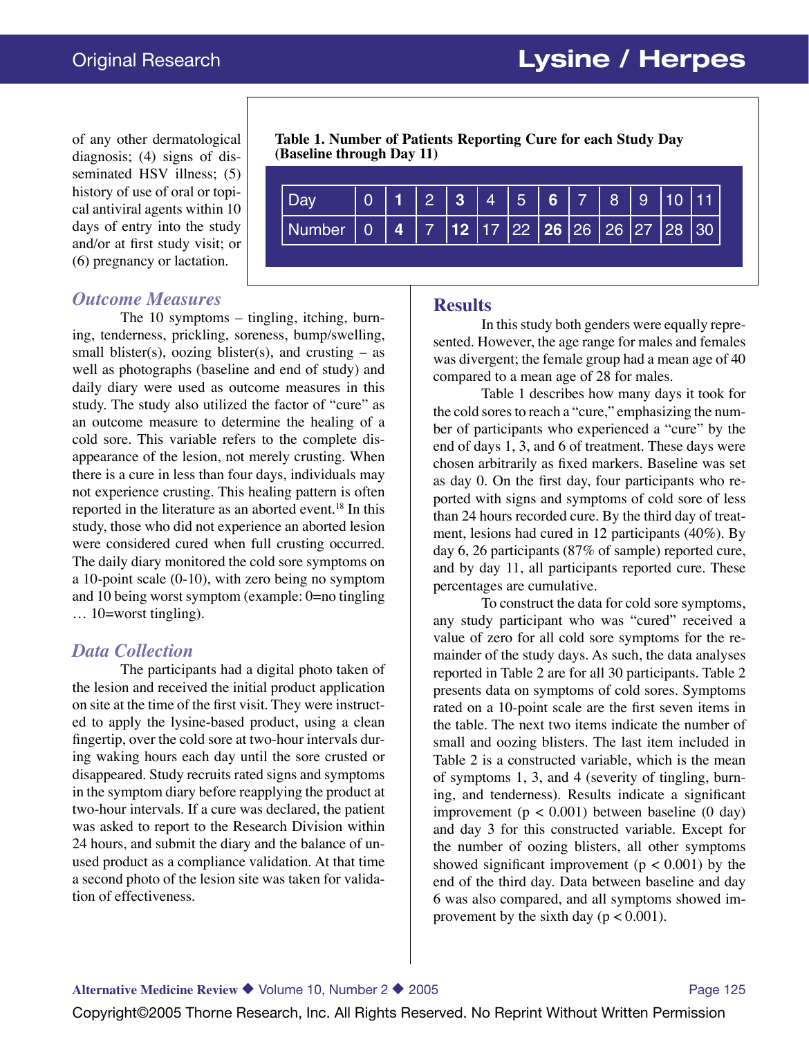of any other dermatological diagnosis; (4) signs of disseminated HSV illness; (5) history of use of oral or topical antiviral agents within 10 days of entry into the study and/or at first study visit; or (6) pregnancy or lactation.

**Table 1. Number of Patients Reporting Cure for each Study Day (Baseline through Day 11)**

| Day | 0 | **1** | 2 | **3** | 4 | 5 | **6** | 7 | 8 | 9 | 10 | 11 |
|---|---|---|---|---|---|---|---|---|---|---|---|---|
| Number | 0 | **4** | 7 | **12** | 17 | 22 | **26** | 26 | 26 | 27 | 28 | 30 |

## *Outcome Measures*

The 10 symptoms – tingling, itching, burning, tenderness, prickling, soreness, bump/swelling, small blister(s), oozing blister(s), and crusting – as well as photographs (baseline and end of study) and daily diary were used as outcome measures in this study. The study also utilized the factor of "cure" as an outcome measure to determine the healing of a cold sore. This variable refers to the complete disappearance of the lesion, not merely crusting. When there is a cure in less than four days, individuals may not experience crusting. This healing pattern is often reported in the literature as an aborted event.[18] In this study, those who did not experience an aborted lesion were considered cured when full crusting occurred. The daily diary monitored the cold sore symptoms on a 10-point scale (0-10), with zero being no symptom and 10 being worst symptom (example: 0=no tingling … 10=worst tingling).

## *Data Collection*

The participants had a digital photo taken of the lesion and received the initial product application on site at the time of the first visit. They were instructed to apply the lysine-based product, using a clean fingertip, over the cold sore at two-hour intervals during waking hours each day until the sore crusted or disappeared. Study recruits rated signs and symptoms in the symptom diary before reapplying the product at two-hour intervals. If a cure was declared, the patient was asked to report to the Research Division within 24 hours, and submit the diary and the balance of unused product as a compliance validation. At that time a second photo of the lesion site was taken for validation of effectiveness.

## Results

In this study both genders were equally represented. However, the age range for males and females was divergent; the female group had a mean age of 40 compared to a mean age of 28 for males.

Table 1 describes how many days it took for the cold sores to reach a "cure," emphasizing the number of participants who experienced a "cure" by the end of days 1, 3, and 6 of treatment. These days were chosen arbitrarily as fixed markers. Baseline was set as day 0. On the first day, four participants who reported with signs and symptoms of cold sore of less than 24 hours recorded cure. By the third day of treatment, lesions had cured in 12 participants (40%). By day 6, 26 participants (87% of sample) reported cure, and by day 11, all participants reported cure. These percentages are cumulative.

To construct the data for cold sore symptoms, any study participant who was "cured" received a value of zero for all cold sore symptoms for the remainder of the study days. As such, the data analyses reported in Table 2 are for all 30 participants. Table 2 presents data on symptoms of cold sores. Symptoms rated on a 10-point scale are the first seven items in the table. The next two items indicate the number of small and oozing blisters. The last item included in Table 2 is a constructed variable, which is the mean of symptoms 1, 3, and 4 (severity of tingling, burning, and tenderness). Results indicate a significant improvement ($p < 0.001$) between baseline (0 day) and day 3 for this constructed variable. Except for the number of oozing blisters, all other symptoms showed significant improvement ($p < 0.001$) by the end of the third day. Data between baseline and day 6 was also compared, and all symptoms showed improvement by the sixth day ($p < 0.001$).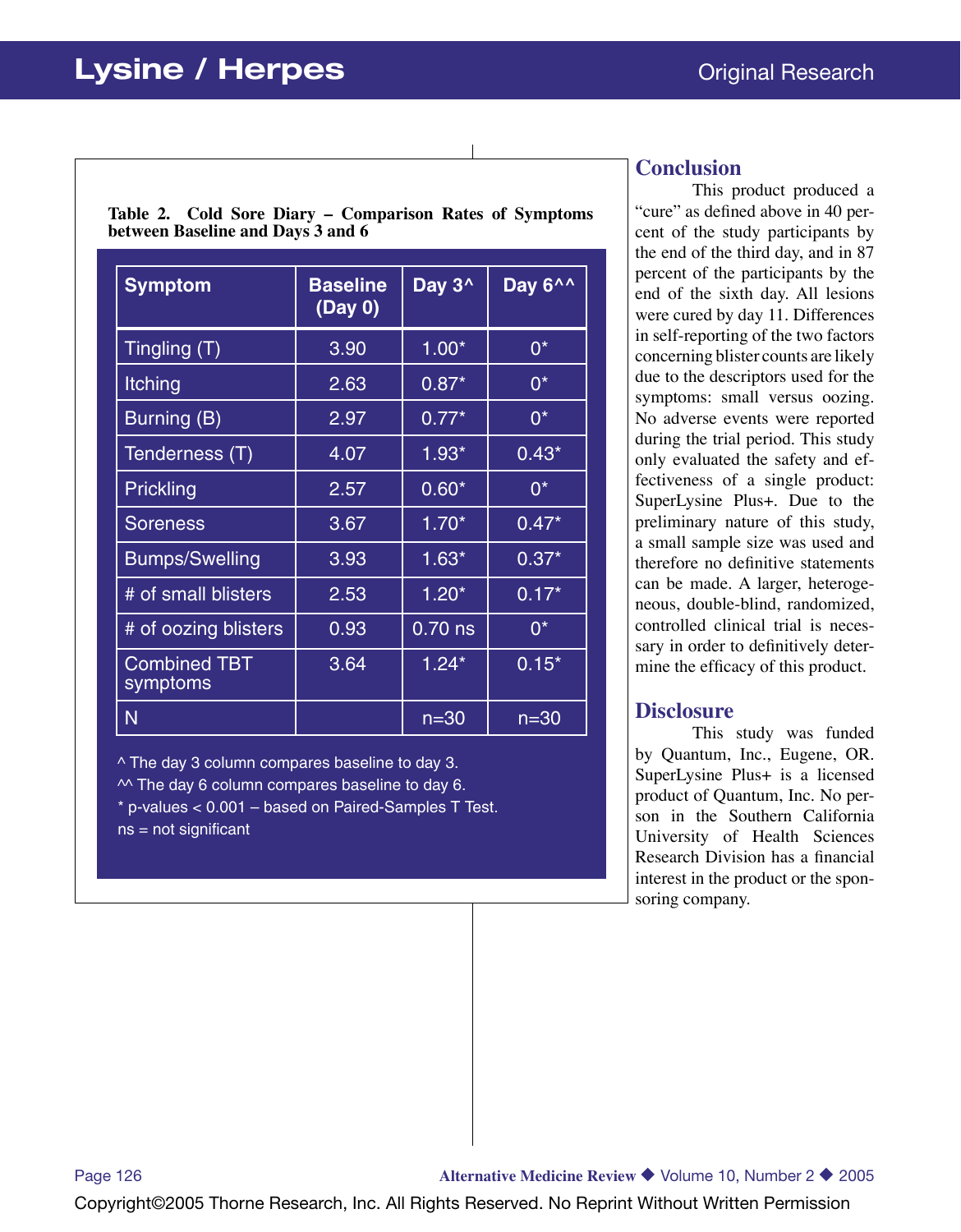**Table 2. Cold Sore Diary – Comparison Rates of Symptoms between Baseline and Days 3 and 6**

| Symptom | Baseline (Day 0) | Day 3^ | Day 6^^ |
|---|---|---|---|
| Tingling (T) | 3.90 | 1.00* | 0* |
| Itching | 2.63 | 0.87* | 0* |
| Burning (B) | 2.97 | 0.77* | 0* |
| Tenderness (T) | 4.07 | 1.93* | 0.43* |
| Prickling | 2.57 | 0.60* | 0* |
| Soreness | 3.67 | 1.70* | 0.47* |
| Bumps/Swelling | 3.93 | 1.63* | 0.37* |
| # of small blisters | 2.53 | 1.20* | 0.17* |
| # of oozing blisters | 0.93 | 0.70 ns | 0* |
| Combined TBT symptoms | 3.64 | 1.24* | 0.15* |
| N | | n=30 | n=30 |

^ The day 3 column compares baseline to day 3.
^^ The day 6 column compares baseline to day 6.
* p-values < 0.001 – based on Paired-Samples T Test.
ns = not significant

## Conclusion

This product produced a "cure" as defined above in 40 percent of the study participants by the end of the third day, and in 87 percent of the participants by the end of the sixth day. All lesions were cured by day 11. Differences in self-reporting of the two factors concerning blister counts are likely due to the descriptors used for the symptoms: small versus oozing. No adverse events were reported during the trial period. This study only evaluated the safety and effectiveness of a single product: SuperLysine Plus+. Due to the preliminary nature of this study, a small sample size was used and therefore no definitive statements can be made. A larger, heterogeneous, double-blind, randomized, controlled clinical trial is necessary in order to definitively determine the efficacy of this product.

## Disclosure

This study was funded by Quantum, Inc., Eugene, OR. SuperLysine Plus+ is a licensed product of Quantum, Inc. No person in the Southern California University of Health Sciences Research Division has a financial interest in the product or the sponsoring company.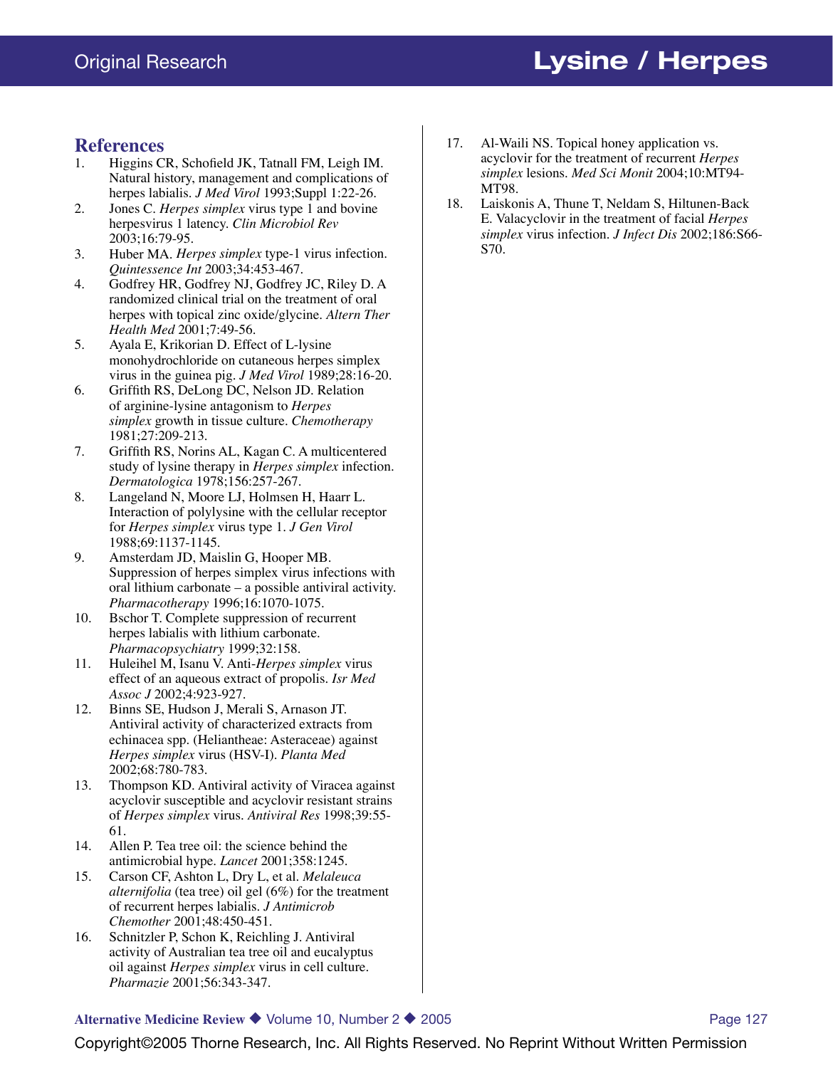## References

1. Higgins CR, Schofield JK, Tatnall FM, Leigh IM. Natural history, management and complications of herpes labialis. *J Med Virol* 1993;Suppl 1:22-26.
2. Jones C. *Herpes simplex* virus type 1 and bovine herpesvirus 1 latency. *Clin Microbiol Rev* 2003;16:79-95.
3. Huber MA. *Herpes simplex* type-1 virus infection. *Quintessence Int* 2003;34:453-467.
4. Godfrey HR, Godfrey NJ, Godfrey JC, Riley D. A randomized clinical trial on the treatment of oral herpes with topical zinc oxide/glycine. *Altern Ther Health Med* 2001;7:49-56.
5. Ayala E, Krikorian D. Effect of L-lysine monohydrochloride on cutaneous herpes simplex virus in the guinea pig. *J Med Virol* 1989;28:16-20.
6. Griffith RS, DeLong DC, Nelson JD. Relation of arginine-lysine antagonism to *Herpes simplex* growth in tissue culture. *Chemotherapy* 1981;27:209-213.
7. Griffith RS, Norins AL, Kagan C. A multicentered study of lysine therapy in *Herpes simplex* infection. *Dermatologica* 1978;156:257-267.
8. Langeland N, Moore LJ, Holmsen H, Haarr L. Interaction of polylysine with the cellular receptor for *Herpes simplex* virus type 1. *J Gen Virol* 1988;69:1137-1145.
9. Amsterdam JD, Maislin G, Hooper MB. Suppression of herpes simplex virus infections with oral lithium carbonate – a possible antiviral activity. *Pharmacotherapy* 1996;16:1070-1075.
10. Bschor T. Complete suppression of recurrent herpes labialis with lithium carbonate. *Pharmacopsychiatry* 1999;32:158.
11. Huleihel M, Isanu V. Anti-*Herpes simplex* virus effect of an aqueous extract of propolis. *Isr Med Assoc J* 2002;4:923-927.
12. Binns SE, Hudson J, Merali S, Arnason JT. Antiviral activity of characterized extracts from echinacea spp. (Heliantheae: Asteraceae) against *Herpes simplex* virus (HSV-I). *Planta Med* 2002;68:780-783.
13. Thompson KD. Antiviral activity of Viracea against acyclovir susceptible and acyclovir resistant strains of *Herpes simplex* virus. *Antiviral Res* 1998;39:55-61.
14. Allen P. Tea tree oil: the science behind the antimicrobial hype. *Lancet* 2001;358:1245.
15. Carson CF, Ashton L, Dry L, et al. *Melaleuca alternifolia* (tea tree) oil gel (6%) for the treatment of recurrent herpes labialis. *J Antimicrob Chemother* 2001;48:450-451.
16. Schnitzler P, Schon K, Reichling J. Antiviral activity of Australian tea tree oil and eucalyptus oil against *Herpes simplex* virus in cell culture. *Pharmazie* 2001;56:343-347.
17. Al-Waili NS. Topical honey application vs. acyclovir for the treatment of recurrent *Herpes simplex* lesions. *Med Sci Monit* 2004;10:MT94-MT98.
18. Laiskonis A, Thune T, Neldam S, Hiltunen-Back E. Valacyclovir in the treatment of facial *Herpes simplex* virus infection. *J Infect Dis* 2002;186:S66-S70.

Copyright©2005 Thorne Research, Inc. All Rights Reserved. No Reprint Without Written Permission